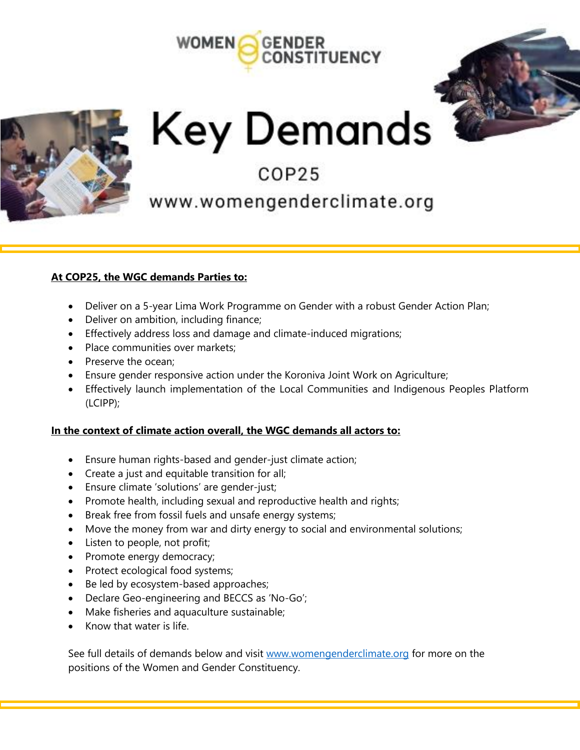WOMEN GENDER CONSTITUENCY

# Key Demands

## COP25

www.womengenderclimate.org

**At COP25, the WGC demands Parties to:**

- Deliver on a 5-year Lima Work Programme on Gender with a robust Gender Action Plan;
- Deliver on ambition, including finance;
- Effectively address loss and damage and climate-induced migrations;
- Place communities over markets;
- Preserve the ocean;
- Ensure gender responsive action under the Koroniva Joint Work on Agriculture;
- Effectively launch implementation of the Local Communities and Indigenous Peoples Platform (LCIPP);

**In the context of climate action overall, the WGC demands all actors to:**

- Ensure human rights-based and gender-just climate action;
- Create a just and equitable transition for all;
- Ensure climate 'solutions' are gender-just;
- Promote health, including sexual and reproductive health and rights;
- Break free from fossil fuels and unsafe energy systems;
- Move the money from war and dirty energy to social and environmental solutions;
- Listen to people, not profit;
- Promote energy democracy;
- Protect ecological food systems;
- Be led by ecosystem-based approaches;
- Declare Geo-engineering and BECCS as 'No-Go';
- Make fisheries and aquaculture sustainable;
- Know that water is life.

See full details of demands below and visit www.womengenderclimate.org for more on the positions of the Women and Gender Constituency.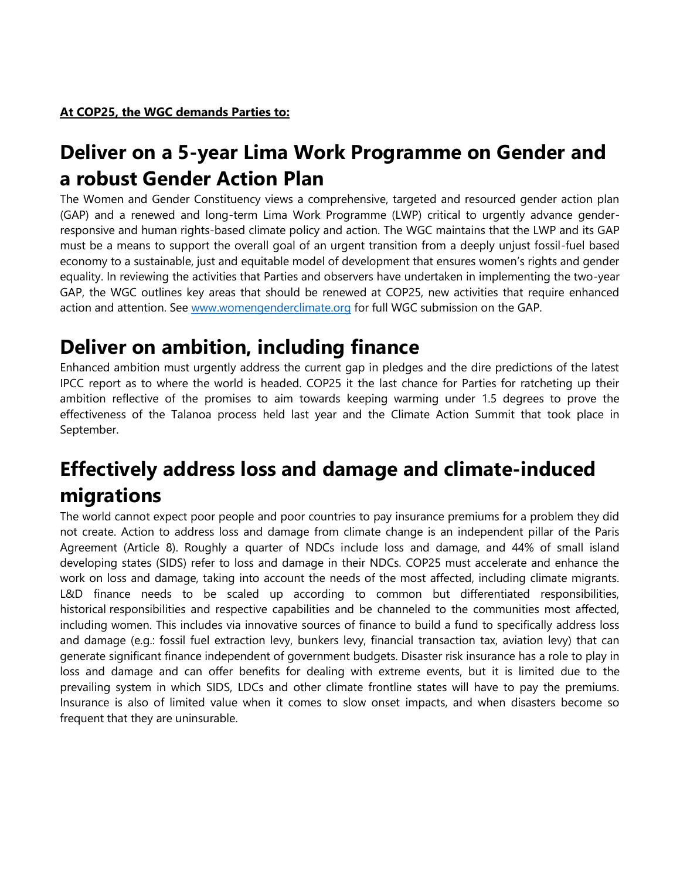**At COP25, the WGC demands Parties to:**

# Deliver on a 5-year Lima Work Programme on Gender and a robust Gender Action Plan

The Women and Gender Constituency views a comprehensive, targeted and resourced gender action plan (GAP) and a renewed and long-term Lima Work Programme (LWP) critical to urgently advance gender-responsive and human rights-based climate policy and action. The WGC maintains that the LWP and its GAP must be a means to support the overall goal of an urgent transition from a deeply unjust fossil-fuel based economy to a sustainable, just and equitable model of development that ensures women's rights and gender equality. In reviewing the activities that Parties and observers have undertaken in implementing the two-year GAP, the WGC outlines key areas that should be renewed at COP25, new activities that require enhanced action and attention. See [www.womengenderclimate.org](http://www.womengenderclimate.org) for full WGC submission on the GAP.

# Deliver on ambition, including finance

Enhanced ambition must urgently address the current gap in pledges and the dire predictions of the latest IPCC report as to where the world is headed. COP25 it the last chance for Parties for ratcheting up their ambition reflective of the promises to aim towards keeping warming under 1.5 degrees to prove the effectiveness of the Talanoa process held last year and the Climate Action Summit that took place in September.

# Effectively address loss and damage and climate-induced migrations

The world cannot expect poor people and poor countries to pay insurance premiums for a problem they did not create. Action to address loss and damage from climate change is an independent pillar of the Paris Agreement (Article 8). Roughly a quarter of NDCs include loss and damage, and 44% of small island developing states (SIDS) refer to loss and damage in their NDCs. COP25 must accelerate and enhance the work on loss and damage, taking into account the needs of the most affected, including climate migrants. L&D finance needs to be scaled up according to common but differentiated responsibilities, historical responsibilities and respective capabilities and be channeled to the communities most affected, including women. This includes via innovative sources of finance to build a fund to specifically address loss and damage (e.g.: fossil fuel extraction levy, bunkers levy, financial transaction tax, aviation levy) that can generate significant finance independent of government budgets. Disaster risk insurance has a role to play in loss and damage and can offer benefits for dealing with extreme events, but it is limited due to the prevailing system in which SIDS, LDCs and other climate frontline states will have to pay the premiums. Insurance is also of limited value when it comes to slow onset impacts, and when disasters become so frequent that they are uninsurable.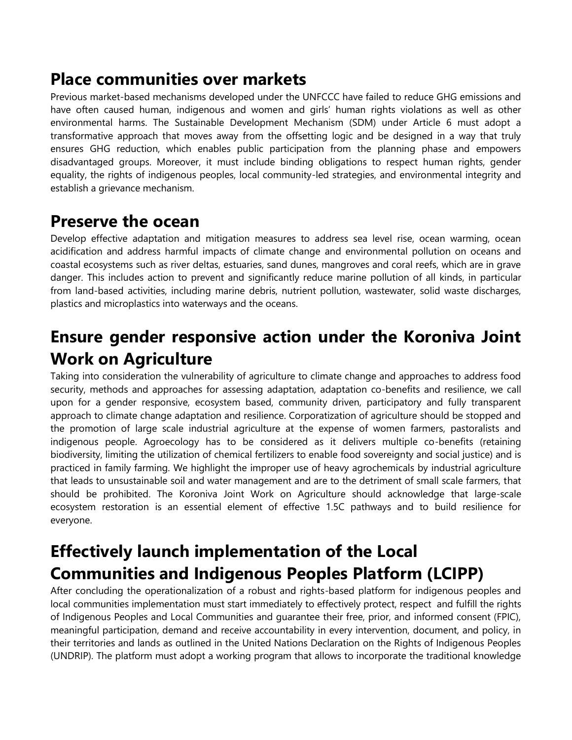## Place communities over markets

Previous market-based mechanisms developed under the UNFCCC have failed to reduce GHG emissions and have often caused human, indigenous and women and girls' human rights violations as well as other environmental harms. The Sustainable Development Mechanism (SDM) under Article 6 must adopt a transformative approach that moves away from the offsetting logic and be designed in a way that truly ensures GHG reduction, which enables public participation from the planning phase and empowers disadvantaged groups. Moreover, it must include binding obligations to respect human rights, gender equality, the rights of indigenous peoples, local community-led strategies, and environmental integrity and establish a grievance mechanism.

## Preserve the ocean

Develop effective adaptation and mitigation measures to address sea level rise, ocean warming, ocean acidification and address harmful impacts of climate change and environmental pollution on oceans and coastal ecosystems such as river deltas, estuaries, sand dunes, mangroves and coral reefs, which are in grave danger. This includes action to prevent and significantly reduce marine pollution of all kinds, in particular from land-based activities, including marine debris, nutrient pollution, wastewater, solid waste discharges, plastics and microplastics into waterways and the oceans.

## Ensure gender responsive action under the Koroniva Joint Work on Agriculture

Taking into consideration the vulnerability of agriculture to climate change and approaches to address food security, methods and approaches for assessing adaptation, adaptation co-benefits and resilience, we call upon for a gender responsive, ecosystem based, community driven, participatory and fully transparent approach to climate change adaptation and resilience. Corporatization of agriculture should be stopped and the promotion of large scale industrial agriculture at the expense of women farmers, pastoralists and indigenous people. Agroecology has to be considered as it delivers multiple co-benefits (retaining biodiversity, limiting the utilization of chemical fertilizers to enable food sovereignty and social justice) and is practiced in family farming. We highlight the improper use of heavy agrochemicals by industrial agriculture that leads to unsustainable soil and water management and are to the detriment of small scale farmers, that should be prohibited. The Koroniva Joint Work on Agriculture should acknowledge that large-scale ecosystem restoration is an essential element of effective 1.5C pathways and to build resilience for everyone.

## Effectively launch implementation of the Local Communities and Indigenous Peoples Platform (LCIPP)

After concluding the operationalization of a robust and rights-based platform for indigenous peoples and local communities implementation must start immediately to effectively protect, respect and fulfill the rights of Indigenous Peoples and Local Communities and guarantee their free, prior, and informed consent (FPIC), meaningful participation, demand and receive accountability in every intervention, document, and policy, in their territories and lands as outlined in the United Nations Declaration on the Rights of Indigenous Peoples (UNDRIP). The platform must adopt a working program that allows to incorporate the traditional knowledge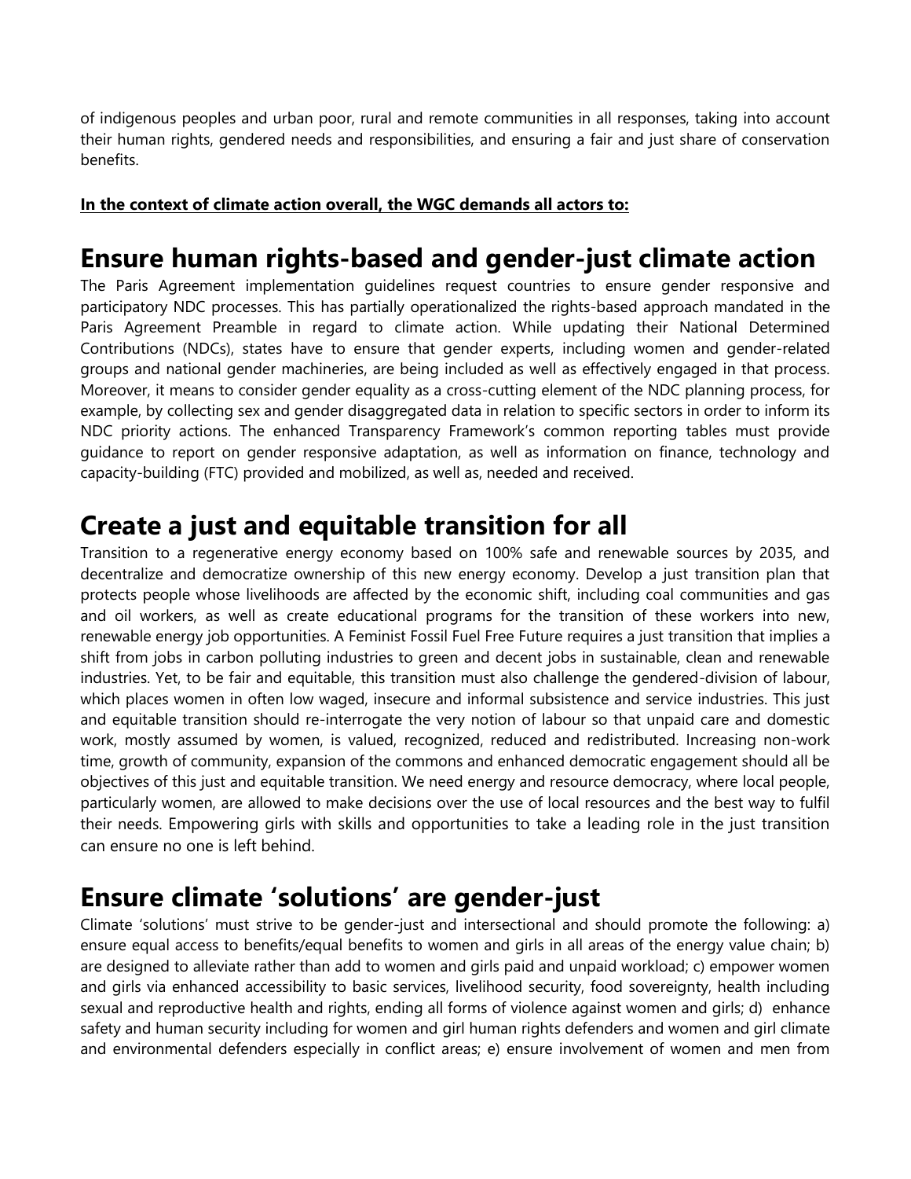of indigenous peoples and urban poor, rural and remote communities in all responses, taking into account their human rights, gendered needs and responsibilities, and ensuring a fair and just share of conservation benefits.

**In the context of climate action overall, the WGC demands all actors to:**

# Ensure human rights-based and gender-just climate action

The Paris Agreement implementation guidelines request countries to ensure gender responsive and participatory NDC processes. This has partially operationalized the rights-based approach mandated in the Paris Agreement Preamble in regard to climate action. While updating their National Determined Contributions (NDCs), states have to ensure that gender experts, including women and gender-related groups and national gender machineries, are being included as well as effectively engaged in that process. Moreover, it means to consider gender equality as a cross-cutting element of the NDC planning process, for example, by collecting sex and gender disaggregated data in relation to specific sectors in order to inform its NDC priority actions. The enhanced Transparency Framework's common reporting tables must provide guidance to report on gender responsive adaptation, as well as information on finance, technology and capacity-building (FTC) provided and mobilized, as well as, needed and received.

# Create a just and equitable transition for all

Transition to a regenerative energy economy based on 100% safe and renewable sources by 2035, and decentralize and democratize ownership of this new energy economy. Develop a just transition plan that protects people whose livelihoods are affected by the economic shift, including coal communities and gas and oil workers, as well as create educational programs for the transition of these workers into new, renewable energy job opportunities. A Feminist Fossil Fuel Free Future requires a just transition that implies a shift from jobs in carbon polluting industries to green and decent jobs in sustainable, clean and renewable industries. Yet, to be fair and equitable, this transition must also challenge the gendered-division of labour, which places women in often low waged, insecure and informal subsistence and service industries. This just and equitable transition should re-interrogate the very notion of labour so that unpaid care and domestic work, mostly assumed by women, is valued, recognized, reduced and redistributed. Increasing non-work time, growth of community, expansion of the commons and enhanced democratic engagement should all be objectives of this just and equitable transition. We need energy and resource democracy, where local people, particularly women, are allowed to make decisions over the use of local resources and the best way to fulfil their needs. Empowering girls with skills and opportunities to take a leading role in the just transition can ensure no one is left behind.

# Ensure climate 'solutions' are gender-just

Climate 'solutions' must strive to be gender-just and intersectional and should promote the following: a) ensure equal access to benefits/equal benefits to women and girls in all areas of the energy value chain; b) are designed to alleviate rather than add to women and girls paid and unpaid workload; c) empower women and girls via enhanced accessibility to basic services, livelihood security, food sovereignty, health including sexual and reproductive health and rights, ending all forms of violence against women and girls; d) enhance safety and human security including for women and girl human rights defenders and women and girl climate and environmental defenders especially in conflict areas; e) ensure involvement of women and men from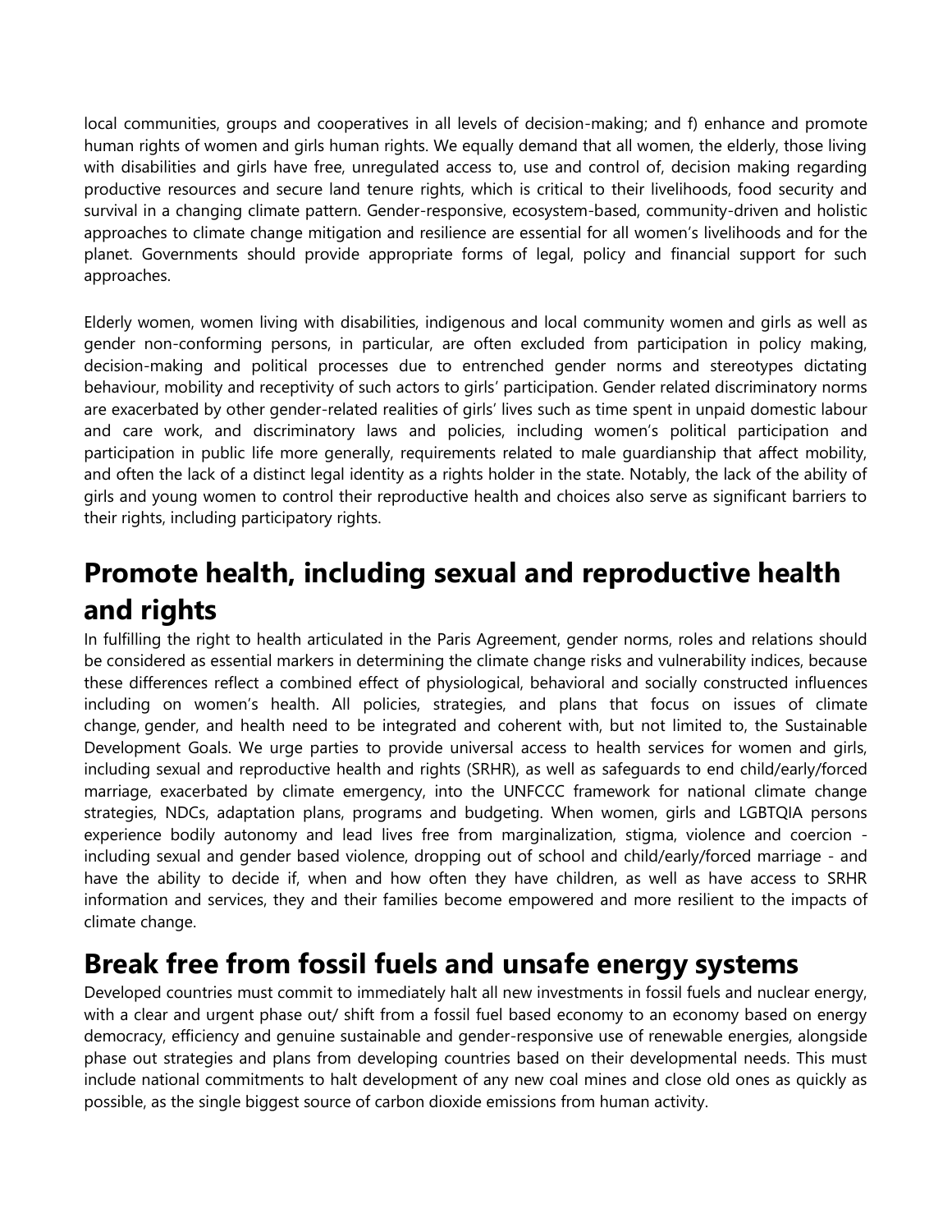local communities, groups and cooperatives in all levels of decision-making; and f) enhance and promote human rights of women and girls human rights. We equally demand that all women, the elderly, those living with disabilities and girls have free, unregulated access to, use and control of, decision making regarding productive resources and secure land tenure rights, which is critical to their livelihoods, food security and survival in a changing climate pattern. Gender-responsive, ecosystem-based, community-driven and holistic approaches to climate change mitigation and resilience are essential for all women's livelihoods and for the planet. Governments should provide appropriate forms of legal, policy and financial support for such approaches.

Elderly women, women living with disabilities, indigenous and local community women and girls as well as gender non-conforming persons, in particular, are often excluded from participation in policy making, decision-making and political processes due to entrenched gender norms and stereotypes dictating behaviour, mobility and receptivity of such actors to girls' participation. Gender related discriminatory norms are exacerbated by other gender-related realities of girls' lives such as time spent in unpaid domestic labour and care work, and discriminatory laws and policies, including women's political participation and participation in public life more generally, requirements related to male guardianship that affect mobility, and often the lack of a distinct legal identity as a rights holder in the state. Notably, the lack of the ability of girls and young women to control their reproductive health and choices also serve as significant barriers to their rights, including participatory rights.

# Promote health, including sexual and reproductive health and rights

In fulfilling the right to health articulated in the Paris Agreement, gender norms, roles and relations should be considered as essential markers in determining the climate change risks and vulnerability indices, because these differences reflect a combined effect of physiological, behavioral and socially constructed influences including on women's health. All policies, strategies, and plans that focus on issues of climate change, gender, and health need to be integrated and coherent with, but not limited to, the Sustainable Development Goals. We urge parties to provide universal access to health services for women and girls, including sexual and reproductive health and rights (SRHR), as well as safeguards to end child/early/forced marriage, exacerbated by climate emergency, into the UNFCCC framework for national climate change strategies, NDCs, adaptation plans, programs and budgeting. When women, girls and LGBTQIA persons experience bodily autonomy and lead lives free from marginalization, stigma, violence and coercion - including sexual and gender based violence, dropping out of school and child/early/forced marriage - and have the ability to decide if, when and how often they have children, as well as have access to SRHR information and services, they and their families become empowered and more resilient to the impacts of climate change.

# Break free from fossil fuels and unsafe energy systems

Developed countries must commit to immediately halt all new investments in fossil fuels and nuclear energy, with a clear and urgent phase out/ shift from a fossil fuel based economy to an economy based on energy democracy, efficiency and genuine sustainable and gender-responsive use of renewable energies, alongside phase out strategies and plans from developing countries based on their developmental needs. This must include national commitments to halt development of any new coal mines and close old ones as quickly as possible, as the single biggest source of carbon dioxide emissions from human activity.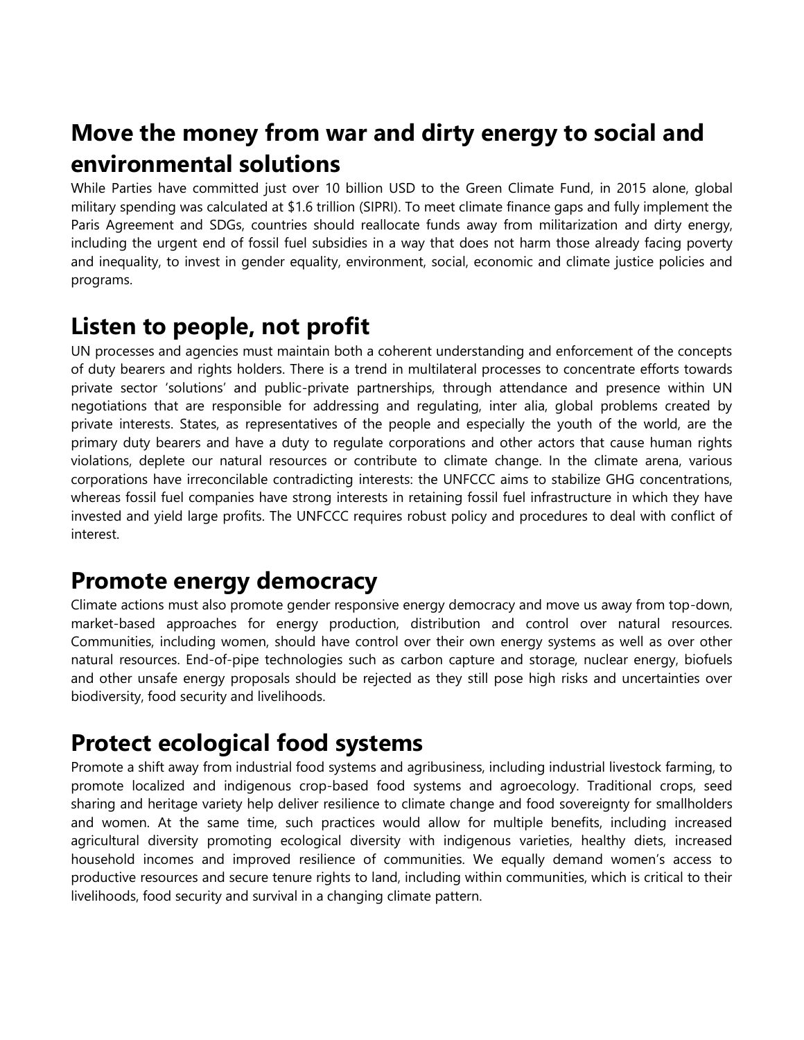## Move the money from war and dirty energy to social and environmental solutions

While Parties have committed just over 10 billion USD to the Green Climate Fund, in 2015 alone, global military spending was calculated at $1.6 trillion (SIPRI). To meet climate finance gaps and fully implement the Paris Agreement and SDGs, countries should reallocate funds away from militarization and dirty energy, including the urgent end of fossil fuel subsidies in a way that does not harm those already facing poverty and inequality, to invest in gender equality, environment, social, economic and climate justice policies and programs.

## Listen to people, not profit

UN processes and agencies must maintain both a coherent understanding and enforcement of the concepts of duty bearers and rights holders. There is a trend in multilateral processes to concentrate efforts towards private sector 'solutions' and public-private partnerships, through attendance and presence within UN negotiations that are responsible for addressing and regulating, inter alia, global problems created by private interests. States, as representatives of the people and especially the youth of the world, are the primary duty bearers and have a duty to regulate corporations and other actors that cause human rights violations, deplete our natural resources or contribute to climate change. In the climate arena, various corporations have irreconcilable contradicting interests: the UNFCCC aims to stabilize GHG concentrations, whereas fossil fuel companies have strong interests in retaining fossil fuel infrastructure in which they have invested and yield large profits. The UNFCCC requires robust policy and procedures to deal with conflict of interest.

## Promote energy democracy

Climate actions must also promote gender responsive energy democracy and move us away from top-down, market-based approaches for energy production, distribution and control over natural resources. Communities, including women, should have control over their own energy systems as well as over other natural resources. End-of-pipe technologies such as carbon capture and storage, nuclear energy, biofuels and other unsafe energy proposals should be rejected as they still pose high risks and uncertainties over biodiversity, food security and livelihoods.

## Protect ecological food systems

Promote a shift away from industrial food systems and agribusiness, including industrial livestock farming, to promote localized and indigenous crop-based food systems and agroecology. Traditional crops, seed sharing and heritage variety help deliver resilience to climate change and food sovereignty for smallholders and women. At the same time, such practices would allow for multiple benefits, including increased agricultural diversity promoting ecological diversity with indigenous varieties, healthy diets, increased household incomes and improved resilience of communities. We equally demand women's access to productive resources and secure tenure rights to land, including within communities, which is critical to their livelihoods, food security and survival in a changing climate pattern.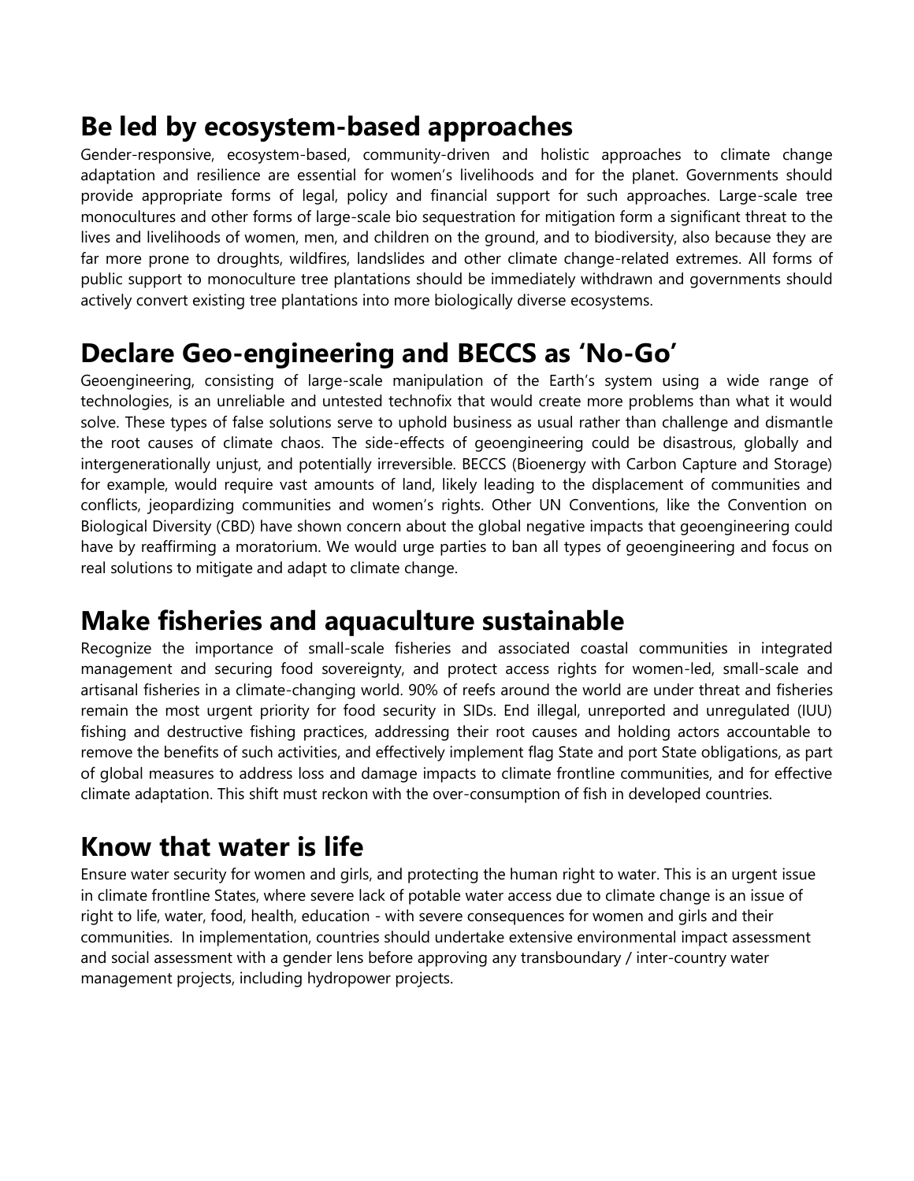## Be led by ecosystem-based approaches

Gender-responsive, ecosystem-based, community-driven and holistic approaches to climate change adaptation and resilience are essential for women's livelihoods and for the planet. Governments should provide appropriate forms of legal, policy and financial support for such approaches. Large-scale tree monocultures and other forms of large-scale bio sequestration for mitigation form a significant threat to the lives and livelihoods of women, men, and children on the ground, and to biodiversity, also because they are far more prone to droughts, wildfires, landslides and other climate change-related extremes. All forms of public support to monoculture tree plantations should be immediately withdrawn and governments should actively convert existing tree plantations into more biologically diverse ecosystems.

## Declare Geo-engineering and BECCS as 'No-Go'

Geoengineering, consisting of large-scale manipulation of the Earth's system using a wide range of technologies, is an unreliable and untested technofix that would create more problems than what it would solve. These types of false solutions serve to uphold business as usual rather than challenge and dismantle the root causes of climate chaos. The side-effects of geoengineering could be disastrous, globally and intergenerationally unjust, and potentially irreversible. BECCS (Bioenergy with Carbon Capture and Storage) for example, would require vast amounts of land, likely leading to the displacement of communities and conflicts, jeopardizing communities and women's rights. Other UN Conventions, like the Convention on Biological Diversity (CBD) have shown concern about the global negative impacts that geoengineering could have by reaffirming a moratorium. We would urge parties to ban all types of geoengineering and focus on real solutions to mitigate and adapt to climate change.

## Make fisheries and aquaculture sustainable

Recognize the importance of small-scale fisheries and associated coastal communities in integrated management and securing food sovereignty, and protect access rights for women-led, small-scale and artisanal fisheries in a climate-changing world. 90% of reefs around the world are under threat and fisheries remain the most urgent priority for food security in SIDs. End illegal, unreported and unregulated (IUU) fishing and destructive fishing practices, addressing their root causes and holding actors accountable to remove the benefits of such activities, and effectively implement flag State and port State obligations, as part of global measures to address loss and damage impacts to climate frontline communities, and for effective climate adaptation. This shift must reckon with the over-consumption of fish in developed countries.

## Know that water is life

Ensure water security for women and girls, and protecting the human right to water. This is an urgent issue in climate frontline States, where severe lack of potable water access due to climate change is an issue of right to life, water, food, health, education - with severe consequences for women and girls and their communities. In implementation, countries should undertake extensive environmental impact assessment and social assessment with a gender lens before approving any transboundary / inter-country water management projects, including hydropower projects.